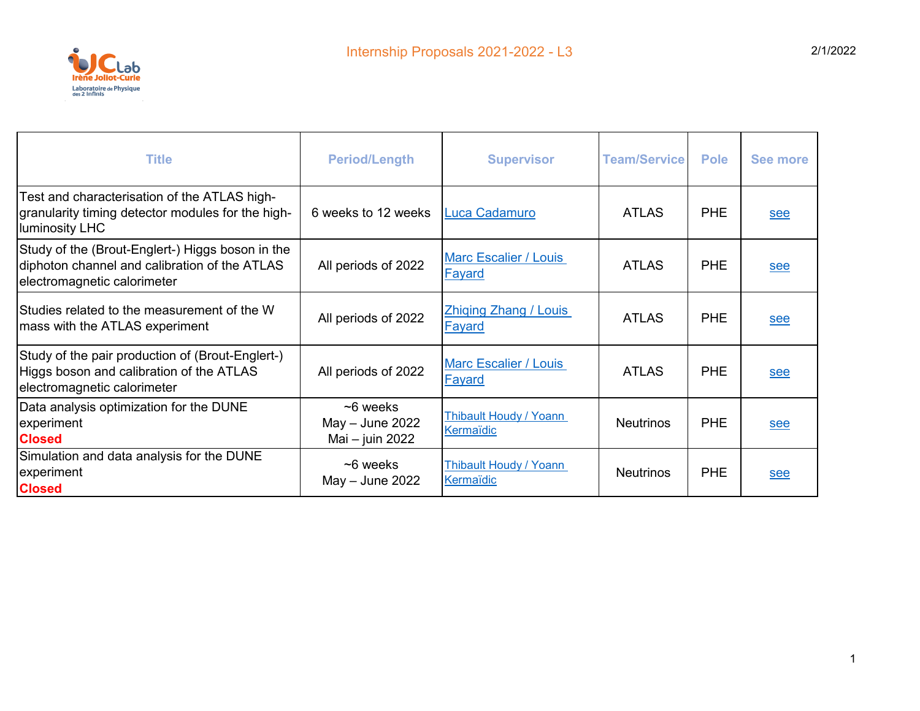# Internship Proposals 2021-2022 - L3

2/1/2022

| Title | Period/Length | Supervisor | Team/Service | Pole | See more |
|---|---|---|---|---|---|
| Test and characterisation of the ATLAS high-granularity timing detector modules for the high-luminosity LHC | 6 weeks to 12 weeks | Luca Cadamuro | ATLAS | PHE | see |
| Study of the (Brout-Englert-) Higgs boson in the diphoton channel and calibration of the ATLAS electromagnetic calorimeter | All periods of 2022 | Marc Escalier / Louis Fayard | ATLAS | PHE | see |
| Studies related to the measurement of the W mass with the ATLAS experiment | All periods of 2022 | Zhiqing Zhang / Louis Fayard | ATLAS | PHE | see |
| Study of the pair production of (Brout-Englert-) Higgs boson and calibration of the ATLAS electromagnetic calorimeter | All periods of 2022 | Marc Escalier / Louis Fayard | ATLAS | PHE | see |
| Data analysis optimization for the DUNE experiment **Closed** | ~6 weeks May – June 2022 Mai – juin 2022 | Thibault Houdy / Yoann Kermaïdic | Neutrinos | PHE | see |
| Simulation and data analysis for the DUNE experiment **Closed** | ~6 weeks May – June 2022 | Thibault Houdy / Yoann Kermaïdic | Neutrinos | PHE | see |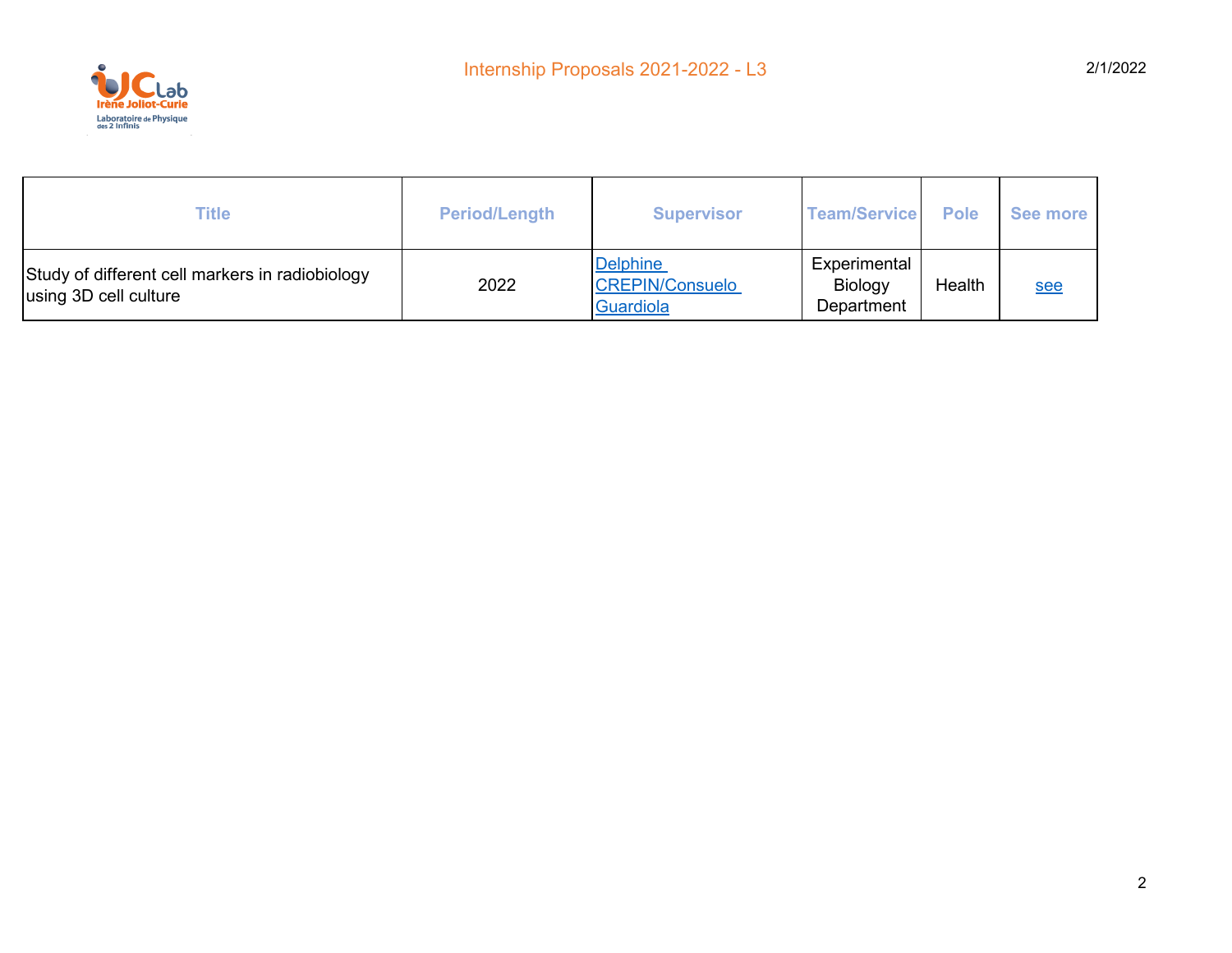| Title | Period/Length | Supervisor | Team/Service | Pole | See more |
|---|---|---|---|---|---|
| Study of different cell markers in radiobiology using 3D cell culture | 2022 | Delphine CREPIN/Consuelo Guardiola | Experimental Biology Department | Health | see |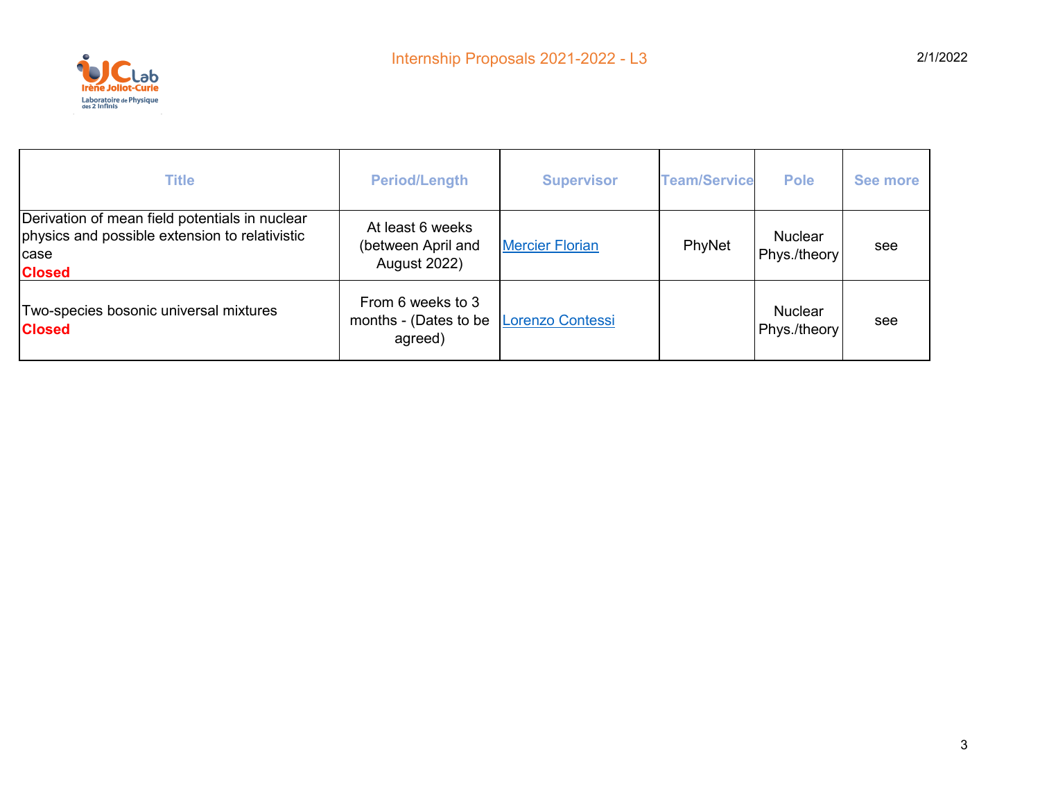| Title | Period/Length | Supervisor | Team/Service | Pole | See more |
|---|---|---|---|---|---|
| Derivation of mean field potentials in nuclear physics and possible extension to relativistic case **Closed** | At least 6 weeks (between April and August 2022) | Mercier Florian | PhyNet | Nuclear Phys./theory | see |
| Two-species bosonic universal mixtures **Closed** | From 6 weeks to 3 months - (Dates to be agreed) | Lorenzo Contessi | | Nuclear Phys./theory | see |